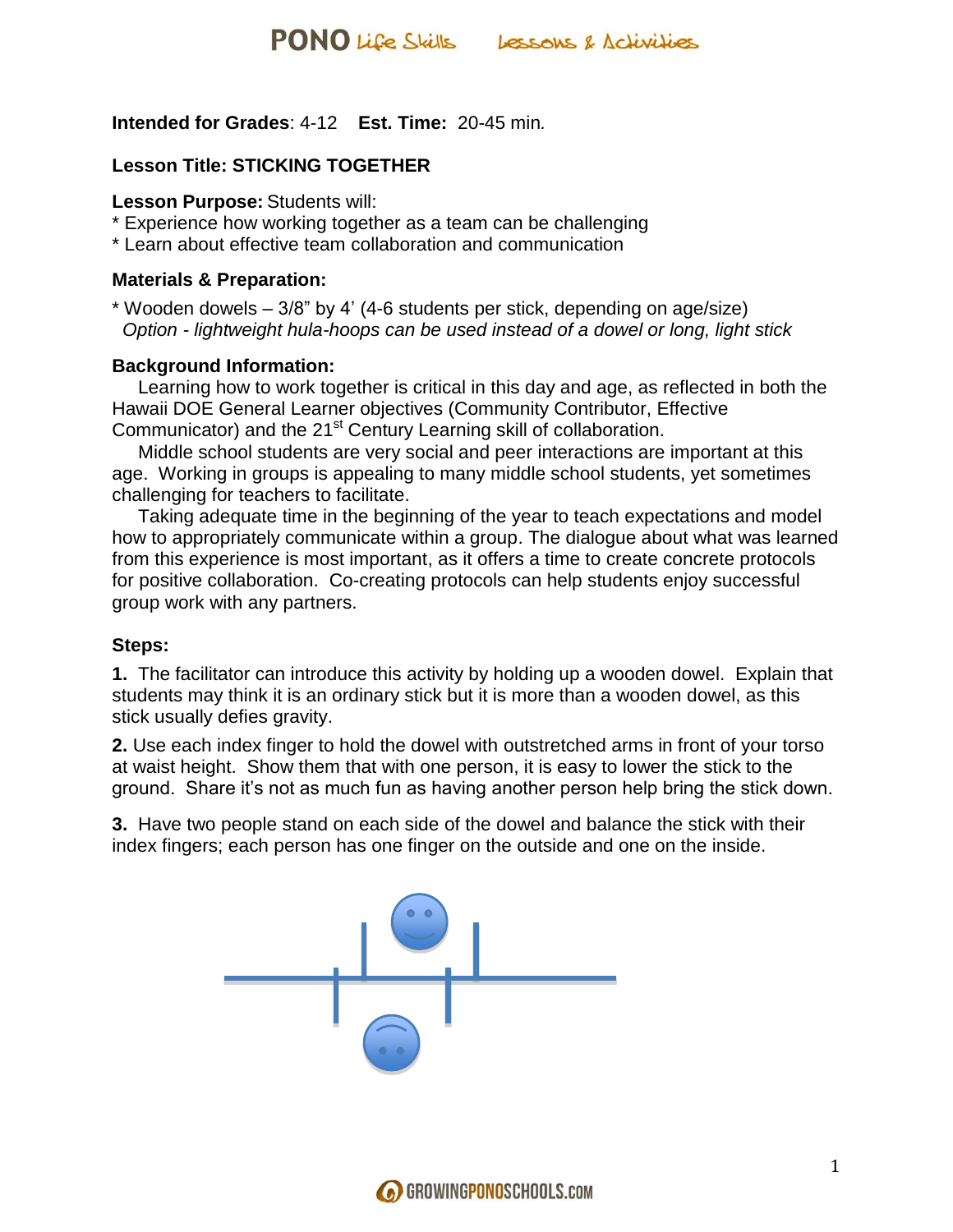**Intended for Grades**: 4-12 **Est. Time:** 20-45 min.

**Lesson Title: STICKING TOGETHER**

**Lesson Purpose:** Students will:

* Experience how working together as a team can be challenging
* Learn about effective team collaboration and communication

**Materials & Preparation:**

* Wooden dowels – 3/8" by 4' (4-6 students per stick, depending on age/size)
  *Option - lightweight hula-hoops can be used instead of a dowel or long, light stick*

**Background Information:**

Learning how to work together is critical in this day and age, as reflected in both the Hawaii DOE General Learner objectives (Community Contributor, Effective Communicator) and the 21st Century Learning skill of collaboration.

Middle school students are very social and peer interactions are important at this age. Working in groups is appealing to many middle school students, yet sometimes challenging for teachers to facilitate.

Taking adequate time in the beginning of the year to teach expectations and model how to appropriately communicate within a group. The dialogue about what was learned from this experience is most important, as it offers a time to create concrete protocols for positive collaboration. Co-creating protocols can help students enjoy successful group work with any partners.

**Steps:**

**1.** The facilitator can introduce this activity by holding up a wooden dowel. Explain that students may think it is an ordinary stick but it is more than a wooden dowel, as this stick usually defies gravity.

**2.** Use each index finger to hold the dowel with outstretched arms in front of your torso at waist height. Show them that with one person, it is easy to lower the stick to the ground. Share it's not as much fun as having another person help bring the stick down.

**3.** Have two people stand on each side of the dowel and balance the stick with their index fingers; each person has one finger on the outside and one on the inside.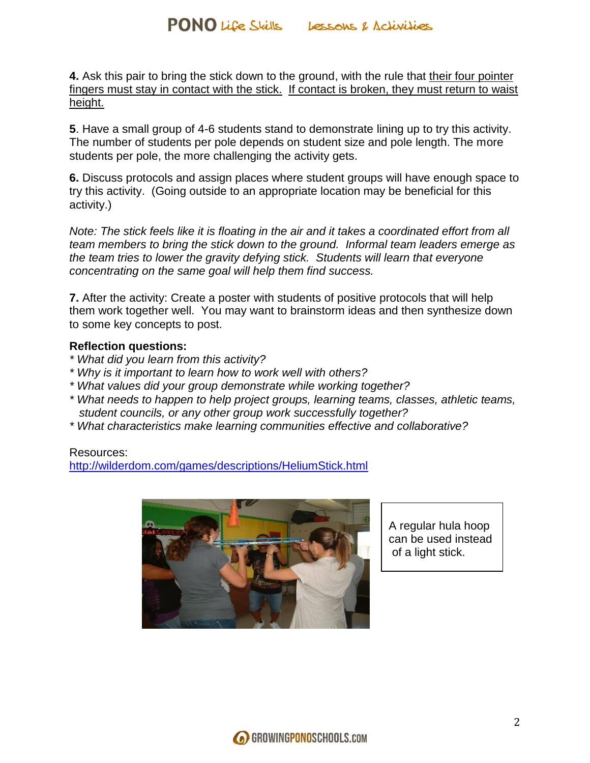**4.** Ask this pair to bring the stick down to the ground, with the rule that <u>their four pointer fingers must stay in contact with the stick.</u> <u>If contact is broken, they must return to waist height.</u>

**5**. Have a small group of 4-6 students stand to demonstrate lining up to try this activity. The number of students per pole depends on student size and pole length. The more students per pole, the more challenging the activity gets.

**6.** Discuss protocols and assign places where student groups will have enough space to try this activity. (Going outside to an appropriate location may be beneficial for this activity.)

*Note: The stick feels like it is floating in the air and it takes a coordinated effort from all team members to bring the stick down to the ground. Informal team leaders emerge as the team tries to lower the gravity defying stick. Students will learn that everyone concentrating on the same goal will help them find success.*

**7.** After the activity: Create a poster with students of positive protocols that will help them work together well. You may want to brainstorm ideas and then synthesize down to some key concepts to post.

**Reflection questions:**

* *What did you learn from this activity?*
* *Why is it important to learn how to work well with others?*
* *What values did your group demonstrate while working together?*
* *What needs to happen to help project groups, learning teams, classes, athletic teams, student councils, or any other group work successfully together?*
* *What characteristics make learning communities effective and collaborative?*

Resources:
http://wilderdom.com/games/descriptions/HeliumStick.html

A regular hula hoop can be used instead of a light stick.